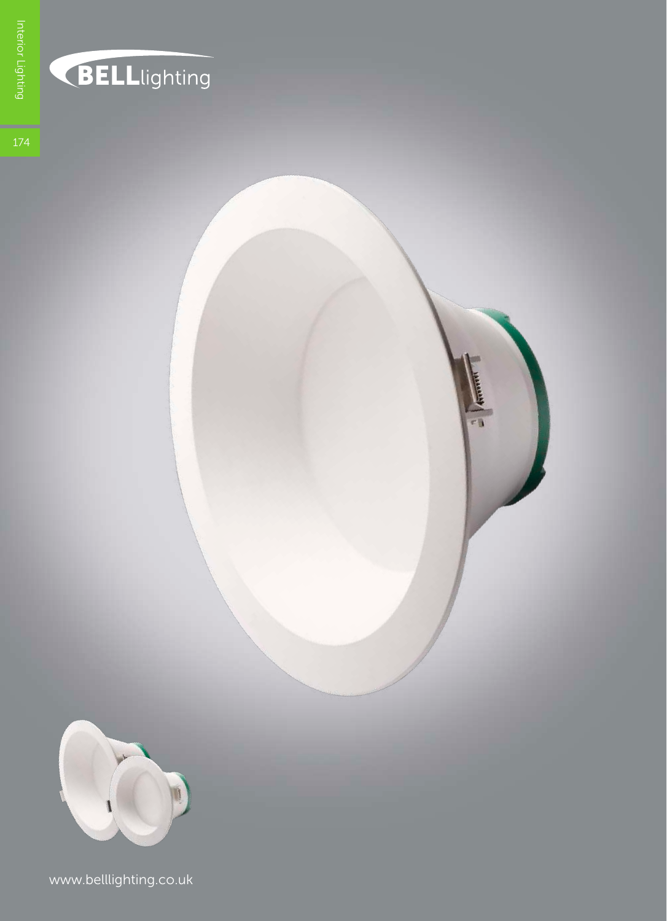BELLlighting

www.belllighting.co.uk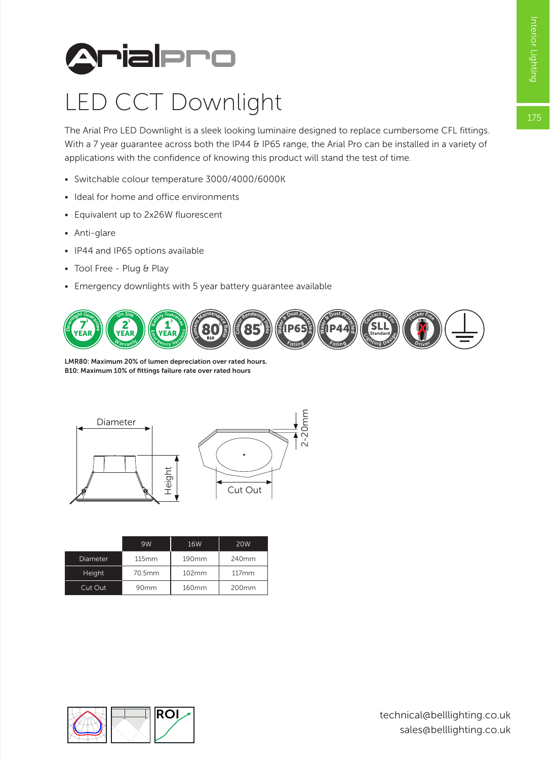# LED CCT Downlight

The Arial Pro LED Downlight is a sleek looking luminaire designed to replace cumbersome CFL fittings. With a 7 year guarantee across both the IP44 & IP65 range, the Arial Pro can be installed in a variety of applications with the confidence of knowing this product will stand the test of time.

- Switchable colour temperature 3000/4000/6000K
- Ideal for home and office environments
- Equivalent up to 2x26W fluorescent
- Anti-glare
- IP44 and IP65 options available
- Tool Free - Plug & Play
- Emergency downlights with 5 year battery guarantee available

**LMR80: Maximum 20% of lumen depreciation over rated hours.**
**B10: Maximum 10% of fittings failure rate over rated hours**

| | 9W | 16W | 20W |
|---|---|---|---|
| Diameter | 115mm | 190mm | 240mm |
| Height | 70.5mm | 102mm | 117mm |
| Cut Out | 90mm | 160mm | 200mm |

technical@belllighting.co.uk
sales@belllighting.co.uk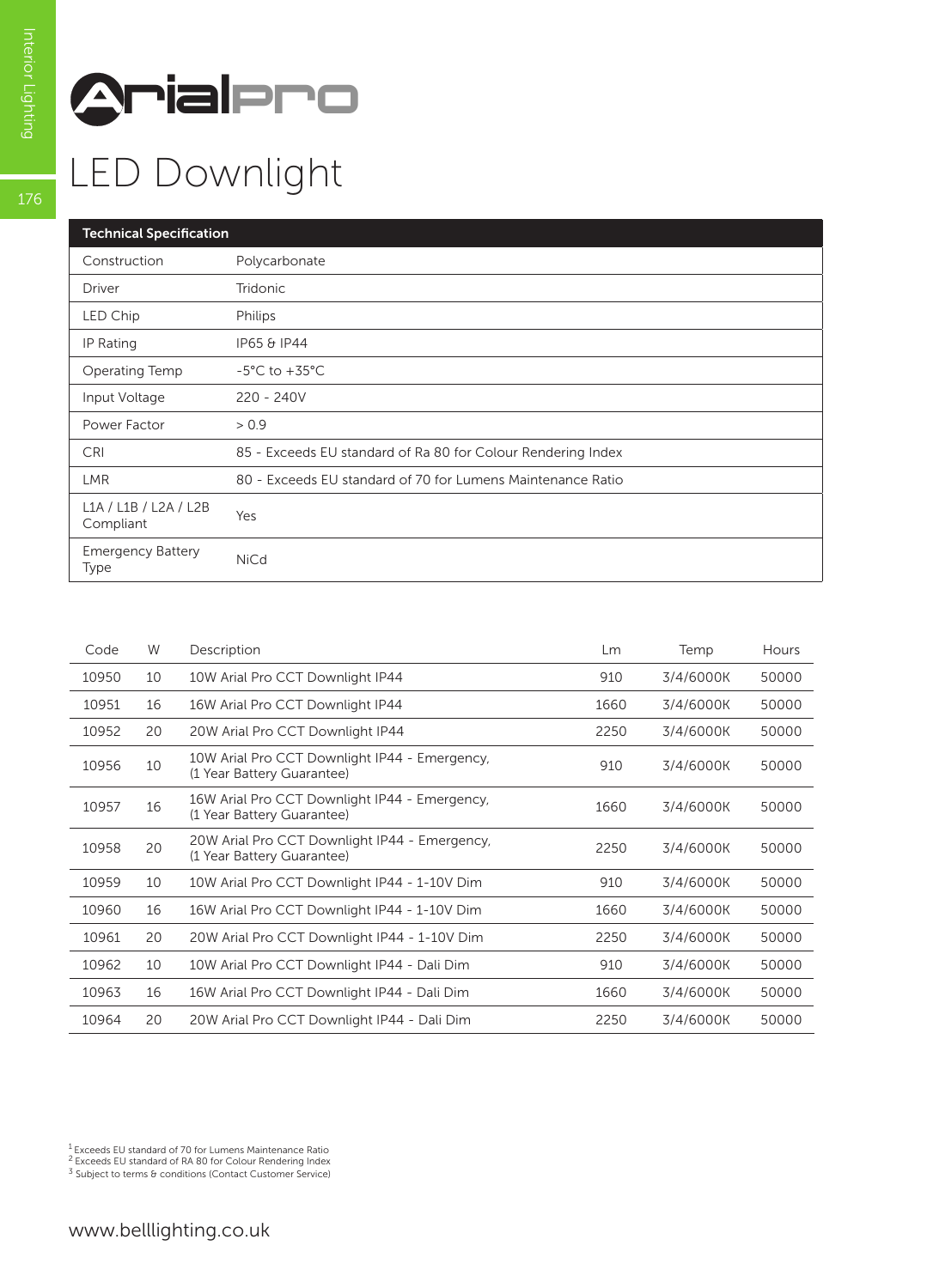# ArialPro

# LED Downlight

| Technical Specification | |
|---|---|
| Construction | Polycarbonate |
| Driver | Tridonic |
| LED Chip | Philips |
| IP Rating | IP65 & IP44 |
| Operating Temp | -5°C to +35°C |
| Input Voltage | 220 - 240V |
| Power Factor | > 0.9 |
| CRI | 85 - Exceeds EU standard of Ra 80 for Colour Rendering Index |
| LMR | 80 - Exceeds EU standard of 70 for Lumens Maintenance Ratio |
| L1A / L1B / L2A / L2B Compliant | Yes |
| Emergency Battery Type | NiCd |

| Code | W | Description | Lm | Temp | Hours |
|---|---|---|---|---|---|
| 10950 | 10 | 10W Arial Pro CCT Downlight IP44 | 910 | 3/4/6000K | 50000 |
| 10951 | 16 | 16W Arial Pro CCT Downlight IP44 | 1660 | 3/4/6000K | 50000 |
| 10952 | 20 | 20W Arial Pro CCT Downlight IP44 | 2250 | 3/4/6000K | 50000 |
| 10956 | 10 | 10W Arial Pro CCT Downlight IP44 - Emergency, (1 Year Battery Guarantee) | 910 | 3/4/6000K | 50000 |
| 10957 | 16 | 16W Arial Pro CCT Downlight IP44 - Emergency, (1 Year Battery Guarantee) | 1660 | 3/4/6000K | 50000 |
| 10958 | 20 | 20W Arial Pro CCT Downlight IP44 - Emergency, (1 Year Battery Guarantee) | 2250 | 3/4/6000K | 50000 |
| 10959 | 10 | 10W Arial Pro CCT Downlight IP44 - 1-10V Dim | 910 | 3/4/6000K | 50000 |
| 10960 | 16 | 16W Arial Pro CCT Downlight IP44 - 1-10V Dim | 1660 | 3/4/6000K | 50000 |
| 10961 | 20 | 20W Arial Pro CCT Downlight IP44 - 1-10V Dim | 2250 | 3/4/6000K | 50000 |
| 10962 | 10 | 10W Arial Pro CCT Downlight IP44 - Dali Dim | 910 | 3/4/6000K | 50000 |
| 10963 | 16 | 16W Arial Pro CCT Downlight IP44 - Dali Dim | 1660 | 3/4/6000K | 50000 |
| 10964 | 20 | 20W Arial Pro CCT Downlight IP44 - Dali Dim | 2250 | 3/4/6000K | 50000 |

[1] Exceeds EU standard of 70 for Lumens Maintenance Ratio
[2] Exceeds EU standard of RA 80 for Colour Rendering Index
[3] Subject to terms & conditions (Contact Customer Service)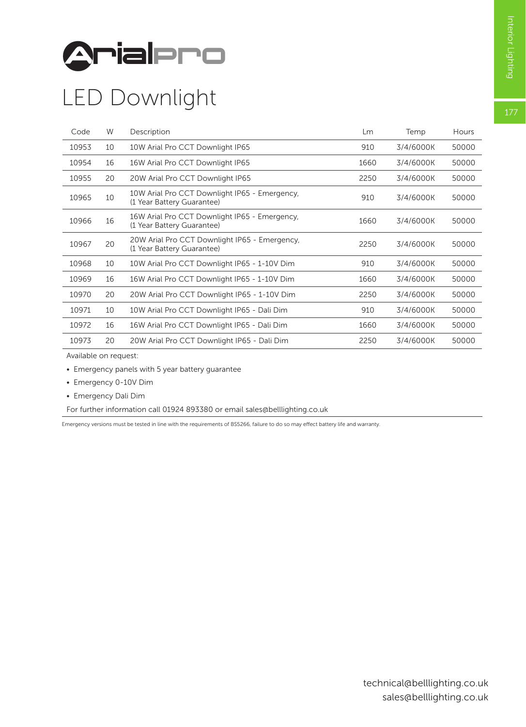# ArialPro

## LED Downlight

| Code | W | Description | Lm | Temp | Hours |
|---|---|---|---|---|---|
| 10953 | 10 | 10W Arial Pro CCT Downlight IP65 | 910 | 3/4/6000K | 50000 |
| 10954 | 16 | 16W Arial Pro CCT Downlight IP65 | 1660 | 3/4/6000K | 50000 |
| 10955 | 20 | 20W Arial Pro CCT Downlight IP65 | 2250 | 3/4/6000K | 50000 |
| 10965 | 10 | 10W Arial Pro CCT Downlight IP65 - Emergency, (1 Year Battery Guarantee) | 910 | 3/4/6000K | 50000 |
| 10966 | 16 | 16W Arial Pro CCT Downlight IP65 - Emergency, (1 Year Battery Guarantee) | 1660 | 3/4/6000K | 50000 |
| 10967 | 20 | 20W Arial Pro CCT Downlight IP65 - Emergency, (1 Year Battery Guarantee) | 2250 | 3/4/6000K | 50000 |
| 10968 | 10 | 10W Arial Pro CCT Downlight IP65 - 1-10V Dim | 910 | 3/4/6000K | 50000 |
| 10969 | 16 | 16W Arial Pro CCT Downlight IP65 - 1-10V Dim | 1660 | 3/4/6000K | 50000 |
| 10970 | 20 | 20W Arial Pro CCT Downlight IP65 - 1-10V Dim | 2250 | 3/4/6000K | 50000 |
| 10971 | 10 | 10W Arial Pro CCT Downlight IP65 - Dali Dim | 910 | 3/4/6000K | 50000 |
| 10972 | 16 | 16W Arial Pro CCT Downlight IP65 - Dali Dim | 1660 | 3/4/6000K | 50000 |
| 10973 | 20 | 20W Arial Pro CCT Downlight IP65 - Dali Dim | 2250 | 3/4/6000K | 50000 |

Available on request:

- Emergency panels with 5 year battery guarantee
- Emergency 0-10V Dim
- Emergency Dali Dim

For further information call 01924 893380 or email sales@belllighting.co.uk

Emergency versions must be tested in line with the requirements of BS5266, failure to do so may effect battery life and warranty.

technical@belllighting.co.uk
sales@belllighting.co.uk